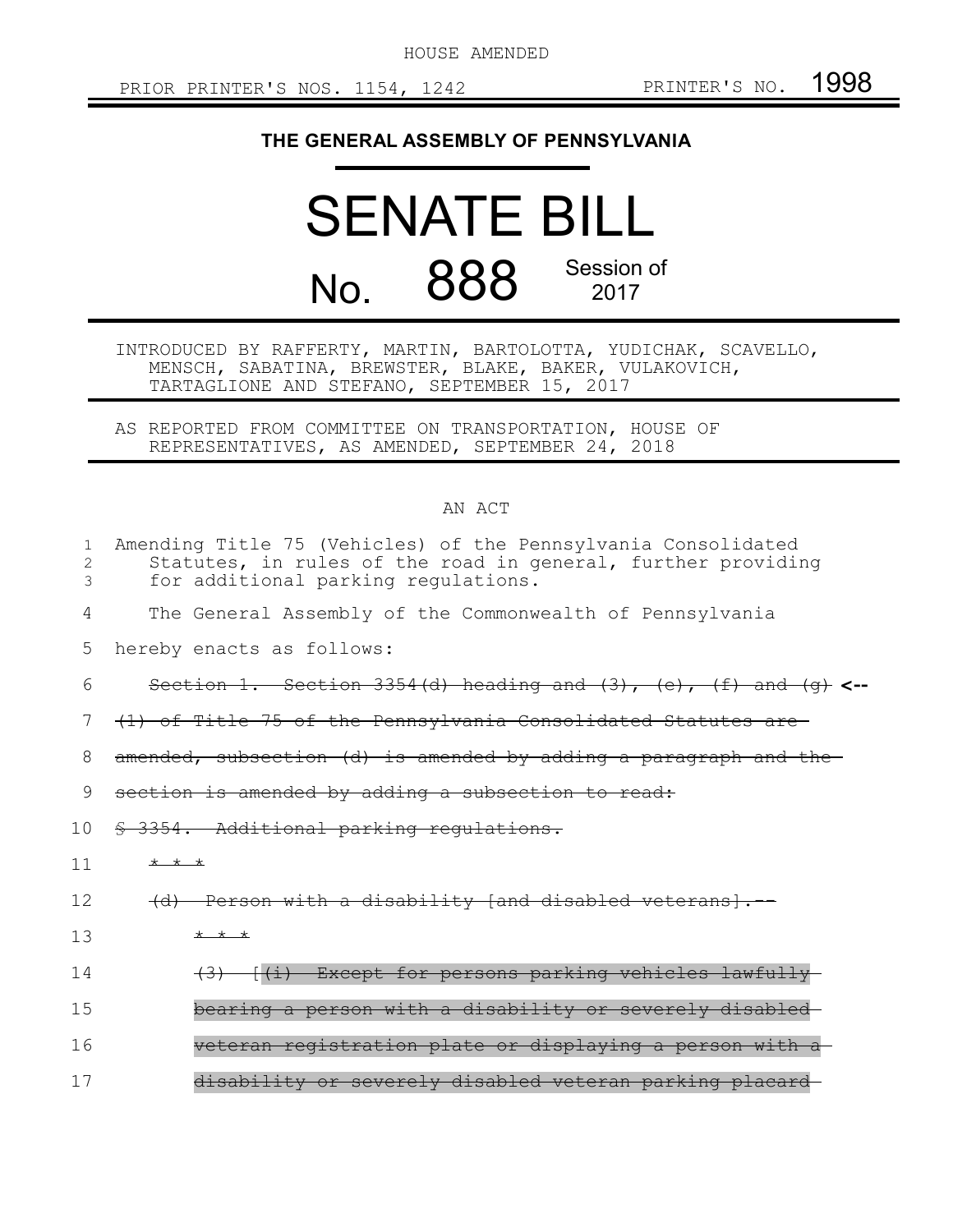HOUSE AMENDED

PRIOR PRINTER'S NOS. 1154, 1242 PRINTER'S NO. 1998

**THE GENERAL ASSEMBLY OF PENNSYLVANIA**

# SENATE BILL

## No. 888 Session of 2017

INTRODUCED BY RAFFERTY, MARTIN, BARTOLOTTA, YUDICHAK, SCAVELLO, MENSCH, SABATINA, BREWSTER, BLAKE, BAKER, VULAKOVICH, TARTAGLIONE AND STEFANO, SEPTEMBER 15, 2017

AS REPORTED FROM COMMITTEE ON TRANSPORTATION, HOUSE OF REPRESENTATIVES, AS AMENDED, SEPTEMBER 24, 2018

AN ACT

Amending Title 75 (Vehicles) of the Pennsylvania Consolidated Statutes, in rules of the road in general, further providing for additional parking regulations.

The General Assembly of the Commonwealth of Pennsylvania hereby enacts as follows:

~~Section 1. Section 3354(d) heading and (3), (e), (f) and (g) (1) of Title 75 of the Pennsylvania Consolidated Statutes are amended, subsection (d) is amended by adding a paragraph and the section is amended by adding a subsection to read:~~ <--

~~§ 3354. Additional parking regulations.~~

~~* * *~~

~~(d) Person with a disability [and disabled veterans].--~~

~~* * *~~

~~(3) [(i) Except for persons parking vehicles lawfully bearing a person with a disability or severely disabled veteran registration plate or displaying a person with a disability or severely disabled veteran parking placard~~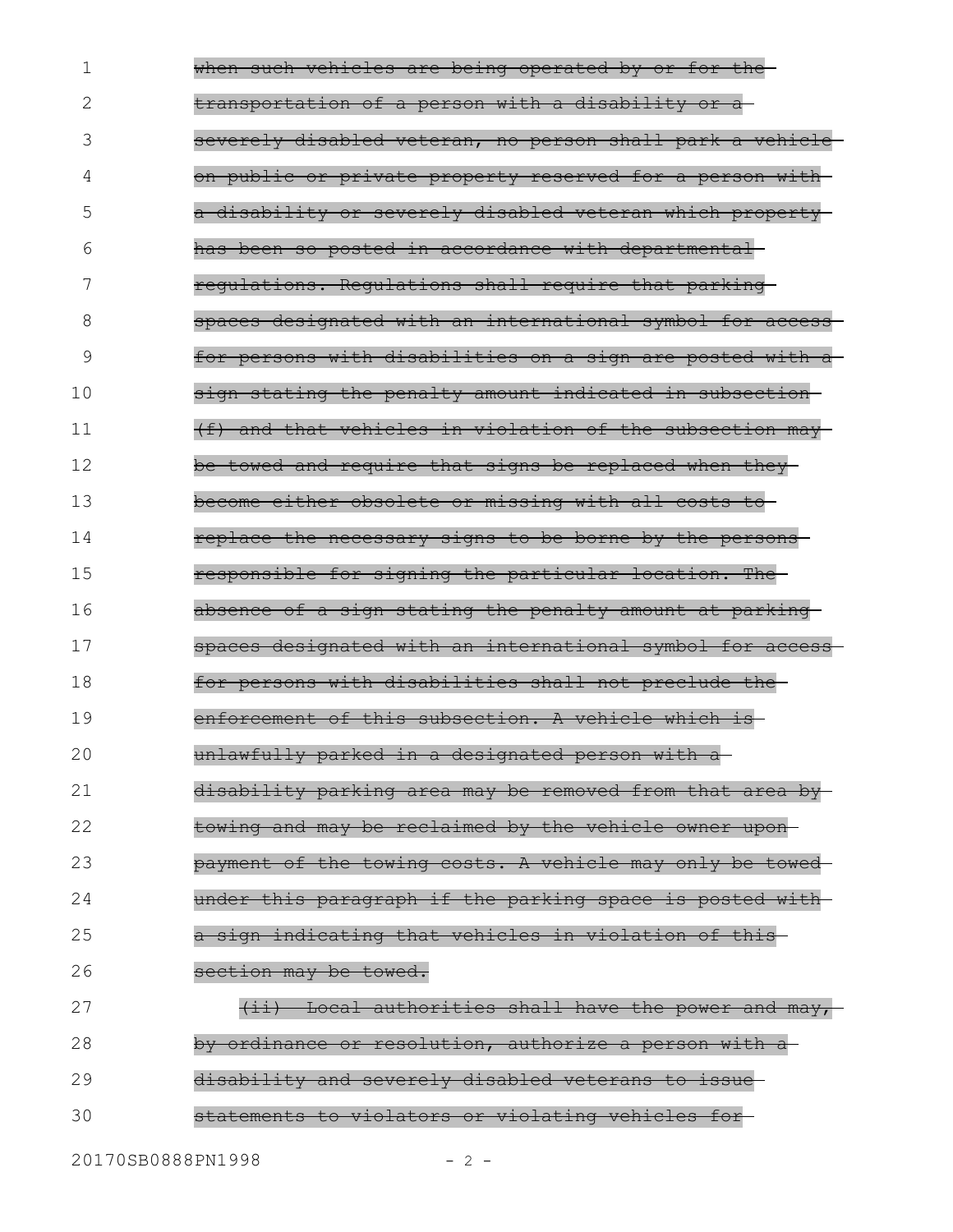~~when such vehicles are being operated by or for the transportation of a person with a disability or a severely disabled veteran, no person shall park a vehicle on public or private property reserved for a person with a disability or severely disabled veteran which property has been so posted in accordance with departmental regulations. Regulations shall require that parking spaces designated with an international symbol for access for persons with disabilities on a sign are posted with a sign stating the penalty amount indicated in subsection (f) and that vehicles in violation of the subsection may be towed and require that signs be replaced when they become either obsolete or missing with all costs to replace the necessary signs to be borne by the persons responsible for signing the particular location. The absence of a sign stating the penalty amount at parking spaces designated with an international symbol for access for persons with disabilities shall not preclude the enforcement of this subsection. A vehicle which is unlawfully parked in a designated person with a disability parking area may be removed from that area by towing and may be reclaimed by the vehicle owner upon payment of the towing costs. A vehicle may only be towed under this paragraph if the parking space is posted with a sign indicating that vehicles in violation of this section may be towed.~~

~~(ii) Local authorities shall have the power and may, by ordinance or resolution, authorize a person with a disability and severely disabled veterans to issue statements to violators or violating vehicles for~~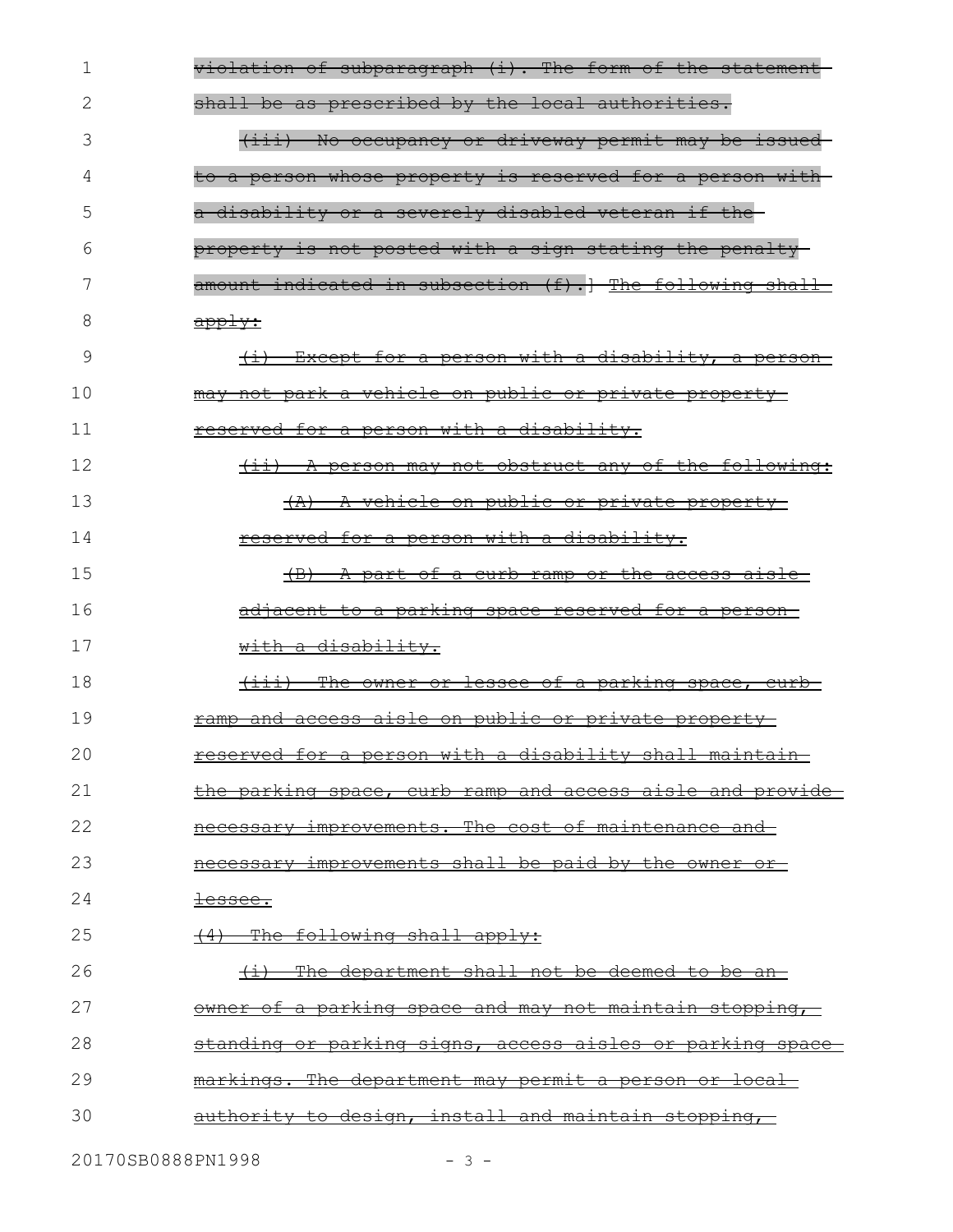violation of subparagraph (i). The form of the statement shall be as prescribed by the local authorities.

(iii) No occupancy or driveway permit may be issued to a person whose property is reserved for a person with a disability or a severely disabled veteran if the property is not posted with a sign stating the penalty amount indicated in subsection (f).] The following shall apply:

(i) Except for a person with a disability, a person may not park a vehicle on public or private property reserved for a person with a disability.

(ii) A person may not obstruct any of the following:

(A) A vehicle on public or private property reserved for a person with a disability.

(B) A part of a curb ramp or the access aisle adjacent to a parking space reserved for a person with a disability.

(iii) The owner or lessee of a parking space, curb ramp and access aisle on public or private property reserved for a person with a disability shall maintain the parking space, curb ramp and access aisle and provide necessary improvements. The cost of maintenance and necessary improvements shall be paid by the owner or lessee.

(4) The following shall apply:

(i) The department shall not be deemed to be an owner of a parking space and may not maintain stopping, standing or parking signs, access aisles or parking space markings. The department may permit a person or local authority to design, install and maintain stopping,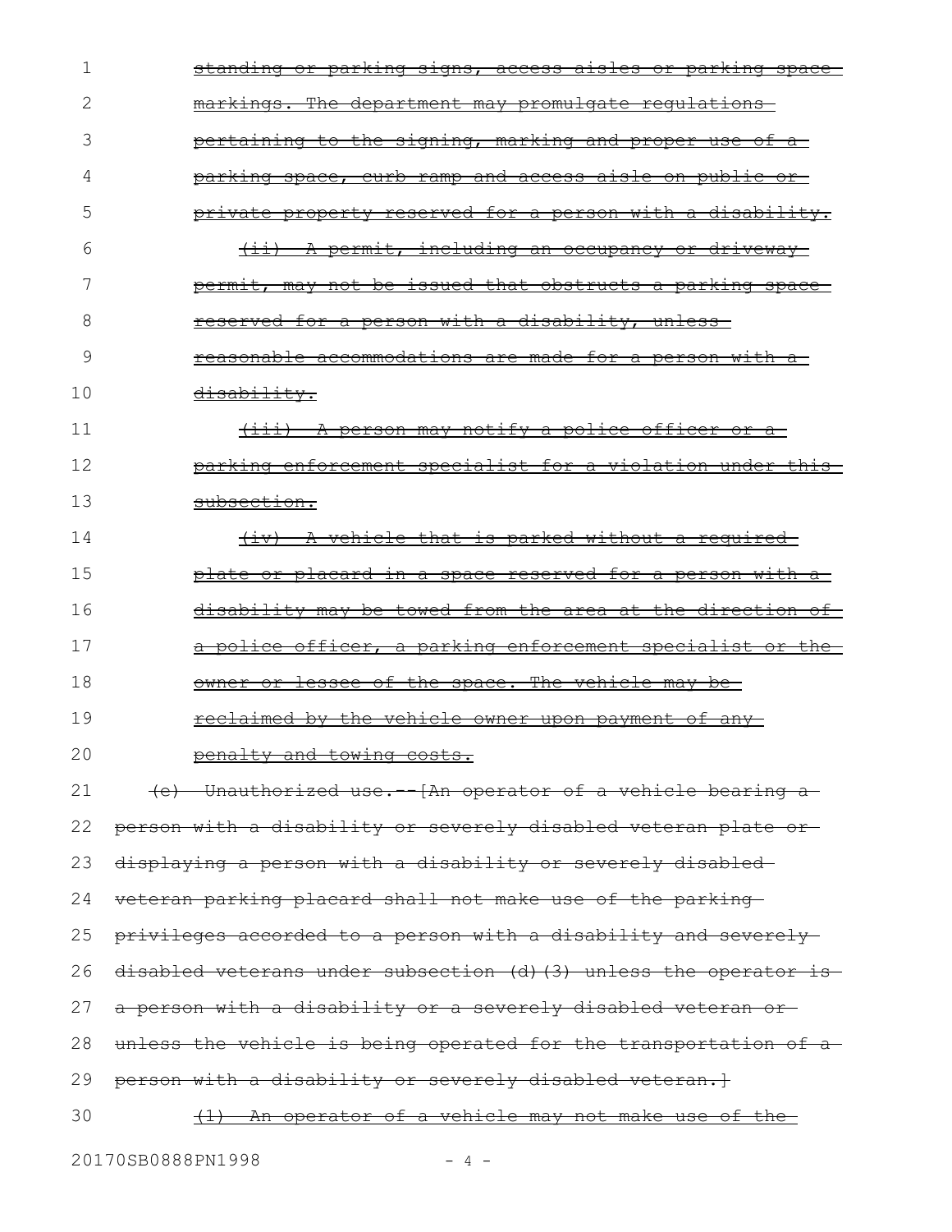~~standing or parking signs, access aisles or parking space markings. The department may promulgate regulations pertaining to the signing, marking and proper use of a parking space, curb ramp and access aisle on public or private property reserved for a person with a disability.~~

~~(ii) A permit, including an occupancy or driveway permit, may not be issued that obstructs a parking space reserved for a person with a disability, unless reasonable accommodations are made for a person with a disability.~~

~~(iii) A person may notify a police officer or a parking enforcement specialist for a violation under this subsection.~~

~~(iv) A vehicle that is parked without a required plate or placard in a space reserved for a person with a disability may be towed from the area at the direction of a police officer, a parking enforcement specialist or the owner or lessee of the space. The vehicle may be reclaimed by the vehicle owner upon payment of any penalty and towing costs.~~

~~(e) Unauthorized use.--[An operator of a vehicle bearing a person with a disability or severely disabled veteran plate or displaying a person with a disability or severely disabled veteran parking placard shall not make use of the parking privileges accorded to a person with a disability and severely disabled veterans under subsection (d)(3) unless the operator is a person with a disability or a severely disabled veteran or unless the vehicle is being operated for the transportation of a person with a disability or severely disabled veteran.]~~

~~(1) An operator of a vehicle may not make use of the~~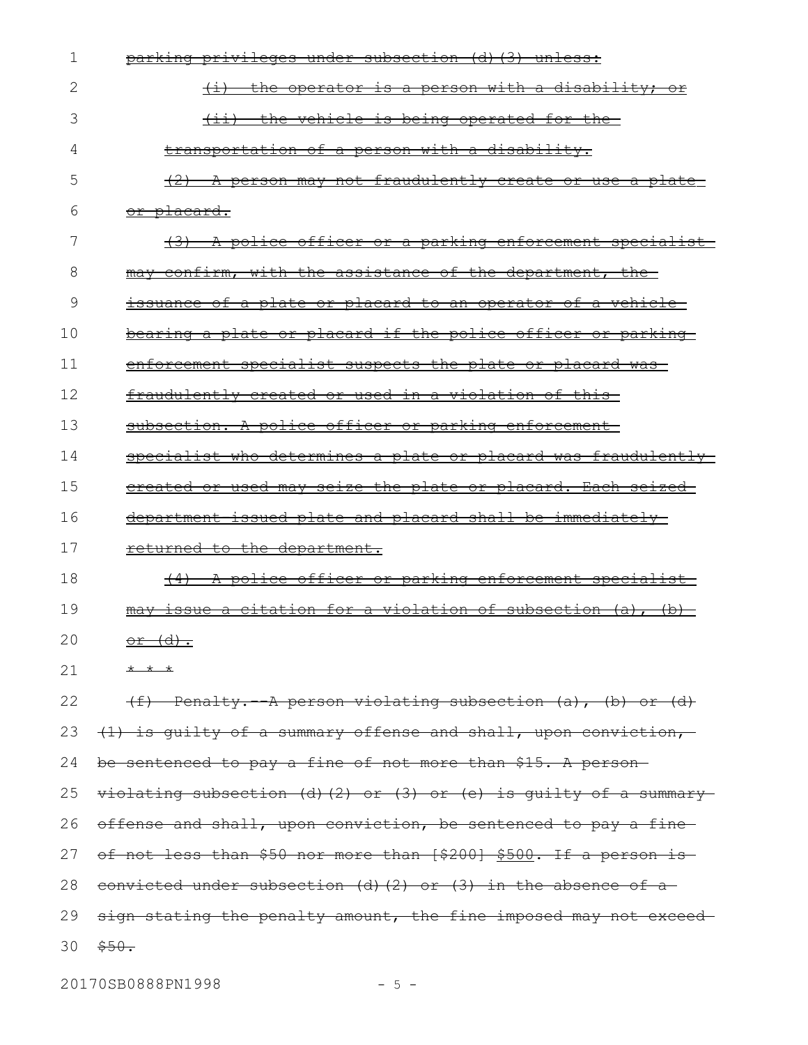parking privileges under subsection (d)(3) unless:

(i) the operator is a person with a disability; or

(ii) the vehicle is being operated for the transportation of a person with a disability.

(2) A person may not fraudulently create or use a plate or placard.

(3) A police officer or a parking enforcement specialist may confirm, with the assistance of the department, the issuance of a plate or placard to an operator of a vehicle bearing a plate or placard if the police officer or parking enforcement specialist suspects the plate or placard was fraudulently created or used in a violation of this subsection. A police officer or parking enforcement specialist who determines a plate or placard was fraudulently created or used may seize the plate or placard. Each seized department-issued plate and placard shall be immediately returned to the department.

(4) A police officer or parking enforcement specialist may issue a citation for a violation of subsection (a), (b) or (d).

* * *

(f) Penalty.--A person violating subsection (a), (b) or (d)(1) is guilty of a summary offense and shall, upon conviction, be sentenced to pay a fine of not more than $15. A person violating subsection (d)(2) or (3) or (e) is guilty of a summary offense and shall, upon conviction, be sentenced to pay a fine of not less than $50 nor more than [$200] $500. If a person is convicted under subsection (d)(2) or (3) in the absence of a sign stating the penalty amount, the fine imposed may not exceed $50.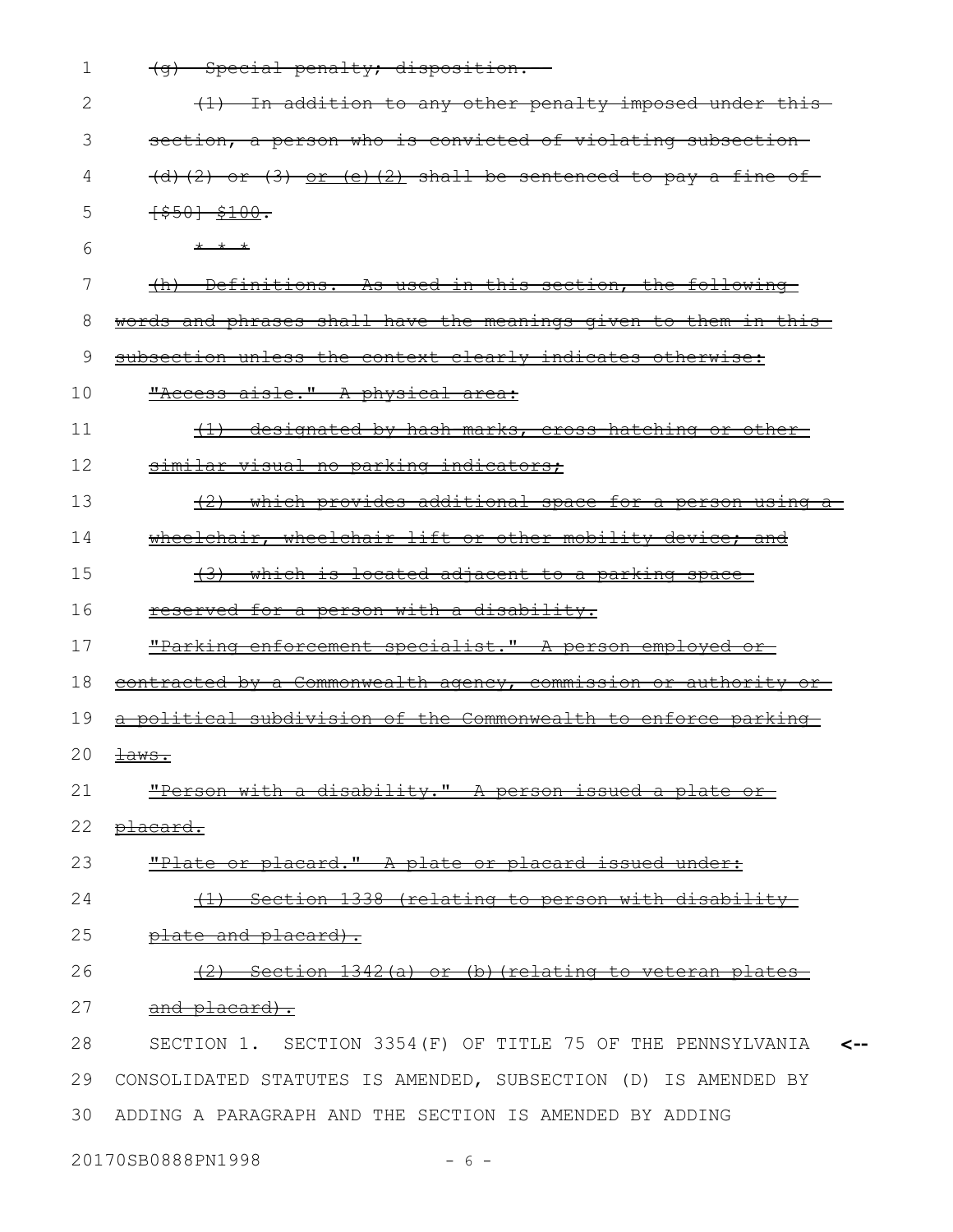(g) Special penalty; disposition.

(1) In addition to any other penalty imposed under this section, a person who is convicted of violating subsection (d)(2) or (3) or (e)(2) shall be sentenced to pay a fine of [$50] $100.

* * *

(h) Definitions. As used in this section, the following words and phrases shall have the meanings given to them in this subsection unless the context clearly indicates otherwise:

"Access aisle." A physical area:

(1) designated by hash marks, cross hatching or other similar visual no parking indicators;

(2) which provides additional space for a person using a wheelchair, wheelchair lift or other mobility device; and

(3) which is located adjacent to a parking space reserved for a person with a disability.

"Parking enforcement specialist." A person employed or contracted by a Commonwealth agency, commission or authority or a political subdivision of the Commonwealth to enforce parking laws.

"Person with a disability." A person issued a plate or placard.

"Plate or placard." A plate or placard issued under:

(1) Section 1338 (relating to person with disability plate and placard).

(2) Section 1342(a) or (b)(relating to veteran plates and placard).

SECTION 1. SECTION 3354(F) OF TITLE 75 OF THE PENNSYLVANIA CONSOLIDATED STATUTES IS AMENDED, SUBSECTION (D) IS AMENDED BY ADDING A PARAGRAPH AND THE SECTION IS AMENDED BY ADDING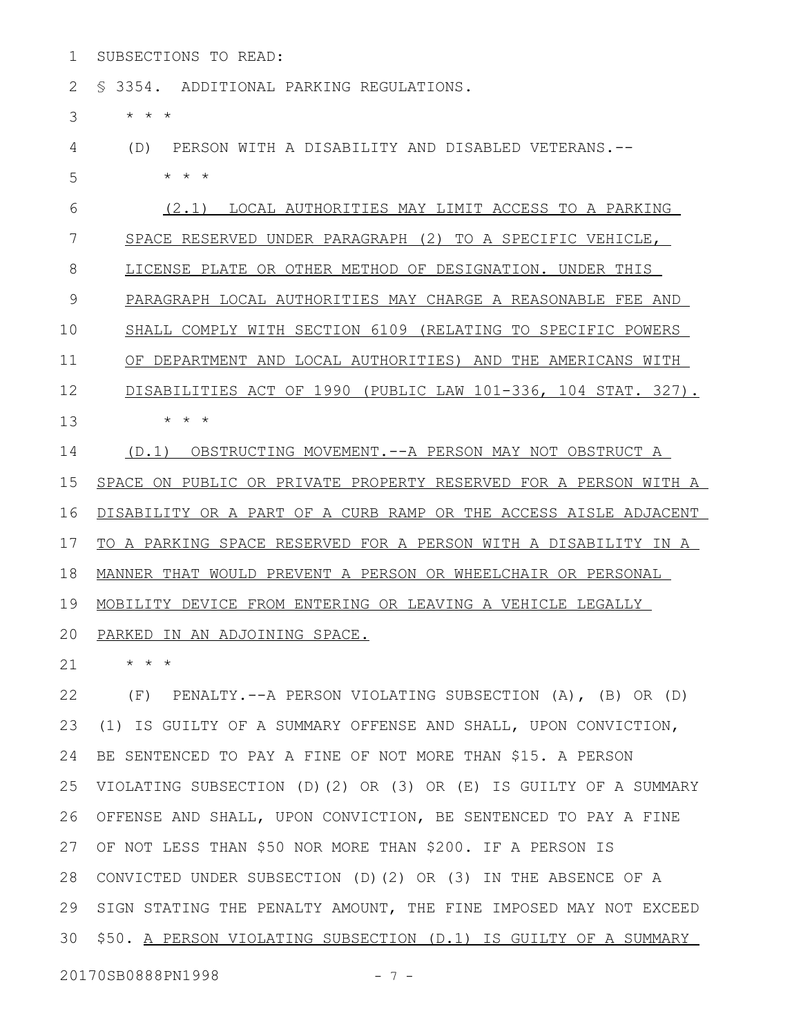SUBSECTIONS TO READ:

§ 3354. ADDITIONAL PARKING REGULATIONS.

\* \* \*

(D) PERSON WITH A DISABILITY AND DISABLED VETERANS.--

\* \* \*

<u>(2.1) LOCAL AUTHORITIES MAY LIMIT ACCESS TO A PARKING SPACE RESERVED UNDER PARAGRAPH (2) TO A SPECIFIC VEHICLE, LICENSE PLATE OR OTHER METHOD OF DESIGNATION. UNDER THIS PARAGRAPH LOCAL AUTHORITIES MAY CHARGE A REASONABLE FEE AND SHALL COMPLY WITH SECTION 6109 (RELATING TO SPECIFIC POWERS OF DEPARTMENT AND LOCAL AUTHORITIES) AND THE AMERICANS WITH DISABILITIES ACT OF 1990 (PUBLIC LAW 101-336, 104 STAT. 327).</u>

\* \* \*

<u>(D.1) OBSTRUCTING MOVEMENT.--A PERSON MAY NOT OBSTRUCT A SPACE ON PUBLIC OR PRIVATE PROPERTY RESERVED FOR A PERSON WITH A DISABILITY OR A PART OF A CURB RAMP OR THE ACCESS AISLE ADJACENT TO A PARKING SPACE RESERVED FOR A PERSON WITH A DISABILITY IN A MANNER THAT WOULD PREVENT A PERSON OR WHEELCHAIR OR PERSONAL MOBILITY DEVICE FROM ENTERING OR LEAVING A VEHICLE LEGALLY PARKED IN AN ADJOINING SPACE.</u>

\* \* \*

(F) PENALTY.--A PERSON VIOLATING SUBSECTION (A), (B) OR (D)(1) IS GUILTY OF A SUMMARY OFFENSE AND SHALL, UPON CONVICTION, BE SENTENCED TO PAY A FINE OF NOT MORE THAN $15. A PERSON VIOLATING SUBSECTION (D)(2) OR (3) OR (E) IS GUILTY OF A SUMMARY OFFENSE AND SHALL, UPON CONVICTION, BE SENTENCED TO PAY A FINE OF NOT LESS THAN $50 NOR MORE THAN $200. IF A PERSON IS CONVICTED UNDER SUBSECTION (D)(2) OR (3) IN THE ABSENCE OF A SIGN STATING THE PENALTY AMOUNT, THE FINE IMPOSED MAY NOT EXCEED $50. <u>A PERSON VIOLATING SUBSECTION (D.1) IS GUILTY OF A SUMMARY</u>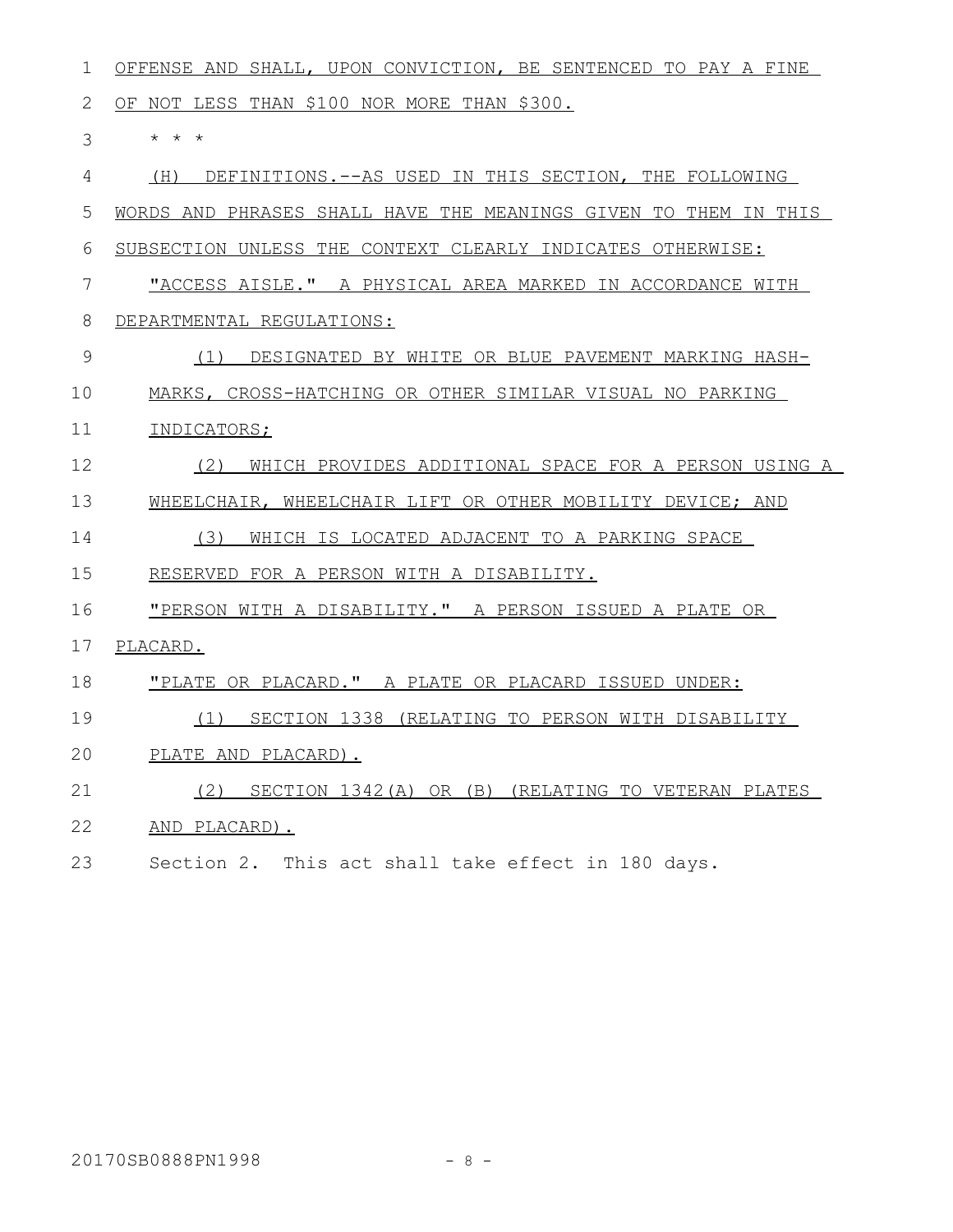OFFENSE AND SHALL, UPON CONVICTION, BE SENTENCED TO PAY A FINE OF NOT LESS THAN $100 NOR MORE THAN $300.

* * *

(H) DEFINITIONS.--AS USED IN THIS SECTION, THE FOLLOWING WORDS AND PHRASES SHALL HAVE THE MEANINGS GIVEN TO THEM IN THIS SUBSECTION UNLESS THE CONTEXT CLEARLY INDICATES OTHERWISE:

"ACCESS AISLE." A PHYSICAL AREA MARKED IN ACCORDANCE WITH DEPARTMENTAL REGULATIONS:

(1) DESIGNATED BY WHITE OR BLUE PAVEMENT MARKING HASH-MARKS, CROSS-HATCHING OR OTHER SIMILAR VISUAL NO PARKING INDICATORS;

(2) WHICH PROVIDES ADDITIONAL SPACE FOR A PERSON USING A WHEELCHAIR, WHEELCHAIR LIFT OR OTHER MOBILITY DEVICE; AND

(3) WHICH IS LOCATED ADJACENT TO A PARKING SPACE RESERVED FOR A PERSON WITH A DISABILITY.

"PERSON WITH A DISABILITY." A PERSON ISSUED A PLATE OR PLACARD.

"PLATE OR PLACARD." A PLATE OR PLACARD ISSUED UNDER:

(1) SECTION 1338 (RELATING TO PERSON WITH DISABILITY PLATE AND PLACARD).

(2) SECTION 1342(A) OR (B) (RELATING TO VETERAN PLATES AND PLACARD).

Section 2. This act shall take effect in 180 days.